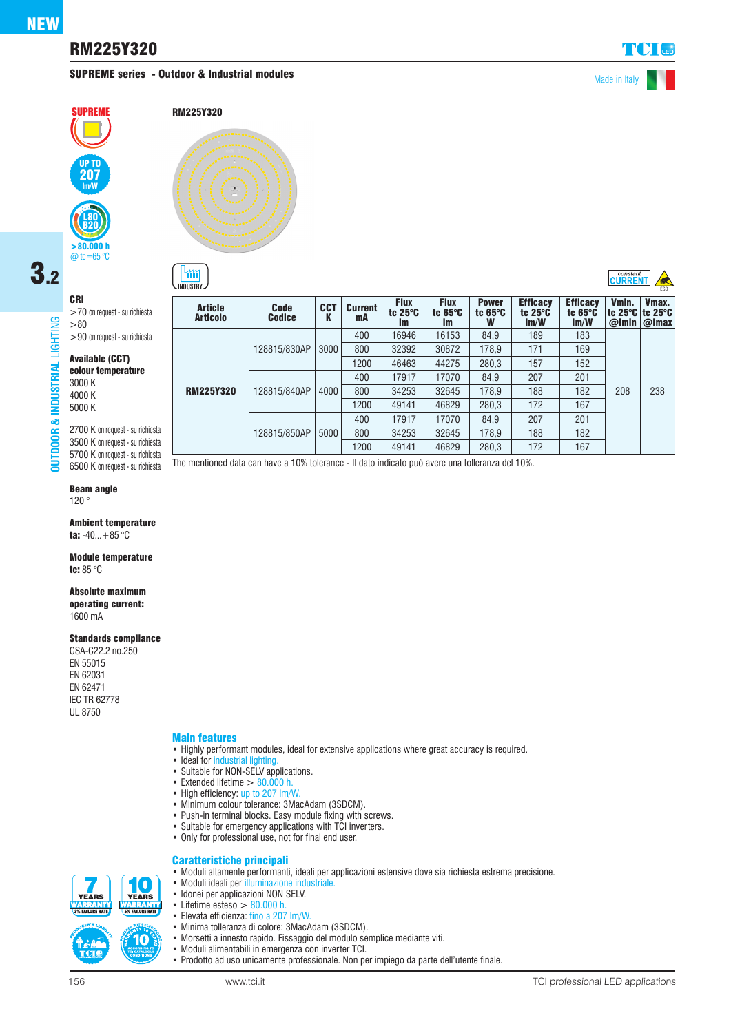NEW

# RM225Y320

**SUPREME series - Outdoor & Industrial modules**

Made in Italy

SUPREME

UP TO 207 lm/W

L80 B20 >80.000 h @ tc=65 °C

3.2

OUTDOOR & INDUSTRIAL LIGHTING

**RM225Y320**

**CRI**
>70 on request - su richiesta
>80
>90 on request - su richiesta

**Available (CCT) colour temperature**
3000 K
4000 K
5000 K

2700 K on request - su richiesta
3500 K on request - su richiesta
5700 K on request - su richiesta
6500 K on request - su richiesta

**Beam angle**
120 °

**Ambient temperature**
**ta:** -40...+85 °C

**Module temperature**
**tc:** 85 °C

**Absolute maximum operating current:**
1600 mA

**Standards compliance**
CSA-C22.2 no.250
EN 55015
EN 62031
EN 62471
IEC TR 62778
UL 8750

INDUSTRY

constant CURRENT

ESD

| Article Articolo | Code Codice | CCT K | Current mA | Flux tc 25°C lm | Flux tc 65°C lm | Power tc 65°C W | Efficacy tc 25°C lm/W | Efficacy tc 65°C lm/W | Vmin. tc 25°C @Imin | Vmax. tc 25°C @Imax |
|---|---|---|---|---|---|---|---|---|---|---|
| **RM225Y320** | 128815/830AP | 3000 | 400 | 16946 | 16153 | 84,9 | 189 | 183 | 208 | 238 |
| | | | 800 | 32392 | 30872 | 178,9 | 171 | 169 | | |
| | | | 1200 | 46463 | 44275 | 280,3 | 157 | 152 | | |
| | 128815/840AP | 4000 | 400 | 17917 | 17070 | 84,9 | 207 | 201 | | |
| | | | 800 | 34253 | 32645 | 178,9 | 188 | 182 | | |
| | | | 1200 | 49141 | 46829 | 280,3 | 172 | 167 | | |
| | 128815/850AP | 5000 | 400 | 17917 | 17070 | 84,9 | 207 | 201 | | |
| | | | 800 | 34253 | 32645 | 178,9 | 188 | 182 | | |
| | | | 1200 | 49141 | 46829 | 280,3 | 172 | 167 | | |

The mentioned data can have a 10% tolerance - Il dato indicato può avere una tolleranza del 10%.

## Main features

- Highly performant modules, ideal for extensive applications where great accuracy is required.
- Ideal for industrial lighting.
- Suitable for NON-SELV applications.
- Extended lifetime > 80.000 h.
- High efficiency: up to 207 lm/W.
- Minimum colour tolerance: 3MacAdam (3SDCM).
- Push-in terminal blocks. Easy module fixing with screws.
- Suitable for emergency applications with TCI inverters.
- Only for professional use, not for final end user.

## Caratteristiche principali

- Moduli altamente performanti, ideali per applicazioni estensive dove sia richiesta estrema precisione.
- Moduli ideali per illuminazione industriale.
- Idonei per applicazioni NON SELV.
- Lifetime esteso > 80.000 h.
- Elevata efficienza: fino a 207 lm/W.
- Minima tolleranza di colore: 3MacAdam (3SDCM).
- Morsetti a innesto rapido. Fissaggio del modulo semplice mediante viti.
- Moduli alimentabili in emergenza con inverter TCI.
- Prodotto ad uso unicamente professionale. Non per impiego da parte dell'utente finale.

7 YEARS WARRANTY 3% FAILURE RATE

10 YEARS WARRANTY 5% FAILURE RATE

PRODUCER'S LIABILITY TCI

WARRANTY WITH ELECTRONIC 10 ACCORDING TO TCI CATALOGUE CONDITIONS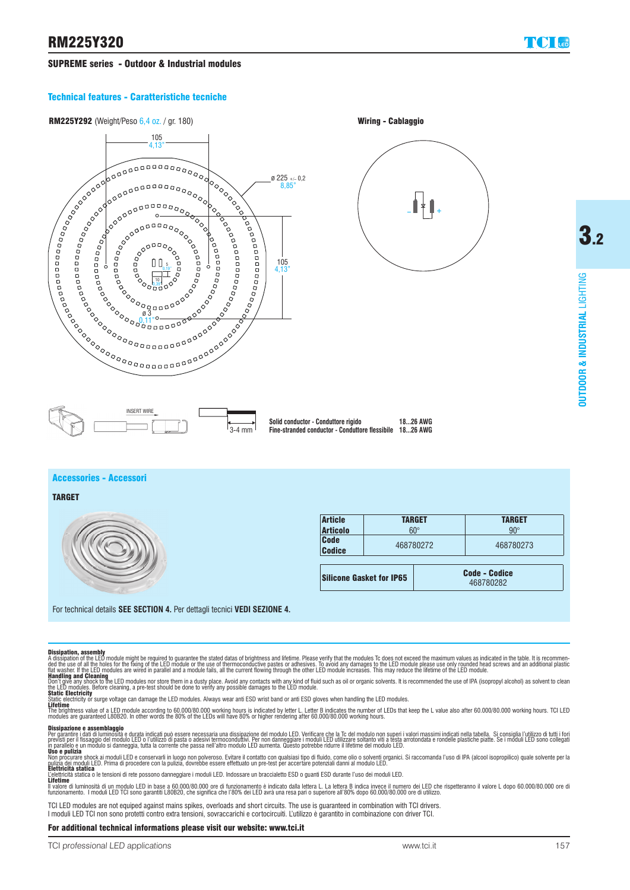# RM225Y320

**SUPREME series - Outdoor & Industrial modules**

## Technical features - Caratteristiche tecniche

**RM225Y292** (Weight/Peso 6,4 oz. / gr. 180)

105
4,13"

ø 225 +/- 0,2
8,85"

105
4,13"

5
0,19"

10
0,39"

ø 3
0,11"

**Wiring - Cablaggio**

–
+

INSERT WIRE

3-4 mm

| | |
|---|---|
| **Solid conductor - Conduttore rigido** | **18...26 AWG** |
| **Fine-stranded conductor - Conduttore flessibile** | **18...26 AWG** |

## Accessories - Accessori

**TARGET**

| **Article** **Articolo** | **TARGET** 60° | **TARGET** 90° |
|---|---|---|
| **Code** **Codice** | 468780272 | 468780273 |

| **Silicone Gasket for IP65** | **Code - Codice** 468780282 |
|---|---|

For technical details **SEE SECTION 4.** Per dettagli tecnici **VEDI SEZIONE 4.**

**Dissipation, assembly**
A dissipation of the LED module might be required to guarantee the stated datas of brightness and lifetime. Please verify that the modules Tc does not exceed the maximum values as indicated in the table. It is recommended the use of all the holes for the fixing of the LED module or the use of thermoconductive pastes or adhesives. To avoid any damages to the LED module please use only rounded head screws and an additional plastic flat washer. If the LED modules are wired in parallel and a module fails, all the current flowing through the other LED module increases. This may reduce the lifetime of the LED module.
**Handling and Cleaning**
Don't give any shock to the LED modules nor store them in a dusty place. Avoid any contacts with any kind of fluid such as oil or organic solvents. It is recommended the use of IPA (isopropyl alcohol) as solvent to clean the LED modules. Before cleaning, a pre-test should be done to verify any possible damages to the LED module.
**Static Electricity**
Static electricity or surge voltage can damage the LED modules. Always wear anti ESD wrist band or anti ESD gloves when handling the LED modules.
**Lifetime**
The brightness value of a LED module according to 60.000/80.000 working hours is indicated by letter L. Letter B indicates the number of LEDs that keep the L value also after 60.000/80.000 working hours. TCI LED modules are guaranteed L80B20. In other words the 80% of the LEDs will have 80% or higher rendering after 60.000/80.000 working hours.

**Dissipazione e assemblaggio**
Per garantire i dati di luminosità e durata indicati può essere necessaria una dissipazione del modulo LED. Verificare che la Tc del modulo non superi i valori massimi indicati nella tabella. Si consiglia l'utilizzo di tutti i fori previsti per il fissaggio del modulo LED o l'utilizzo di pasta o adesivi termoconduttivi. Per non danneggiare i moduli LED utilizzare soltanto viti a testa arrotondata e rondelle plastiche piatte. Se i moduli LED sono collegati in parallelo e un modulo si danneggia, tutta la corrente che passa nell'altro modulo LED aumenta. Questo potrebbe ridurre il lifetime del modulo LED.
**Uso e pulizia**
Non procurare shock ai moduli LED e conservarli in luogo non polveroso. Evitare il contatto con qualsiasi tipo di fluido, come olio o solventi organici. Si raccomanda l'uso di IPA (alcool isopropilico) quale solvente per la pulizia dei moduli LED. Prima di procedere con la pulizia, dovrebbe essere effettuato un pre-test per accertare potenziali danni al modulo LED.
**Elettricità statica**
L'elettricità statica o le tensioni di rete possono danneggiare i moduli LED. Indossare un braccialetto ESD o guanti ESD durante l'uso dei moduli LED.
**Lifetime**
Il valore di luminosità di un modulo LED in base a 60.000/80.000 ore di funzionamento è indicato dalla lettera L. La lettera B indica invece il numero dei LED che rispetteranno il valore L dopo 60.000/80.000 ore di funzionamento. I moduli LED TCI sono garantiti L80B20, che significa che l'80% dei LED avrà una resa pari o superiore all'80% dopo 60.000/80.000 ore di utilizzo.

TCI LED modules are not equiped against mains spikes, overloads and short circuits. The use is guaranteed in combination with TCI drivers.
I moduli LED TCI non sono protetti contro extra tensioni, sovraccarichi e cortocircuiti. L'utilizzo è garantito in combinazione con driver TCI.

**For additional technical informations please visit our website: www.tci.it**